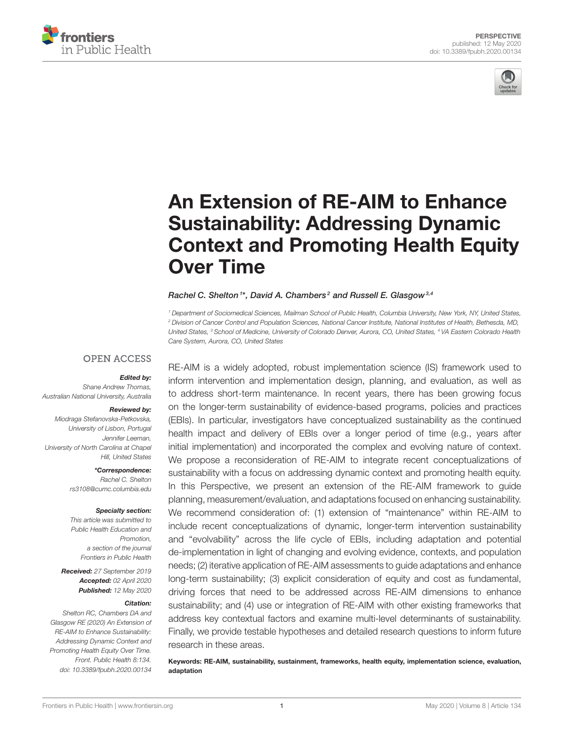PERSPECTIVE
published: 12 May 2020
doi: 10.3389/fpubh.2020.00134

# An Extension of RE-AIM to Enhance Sustainability: Addressing Dynamic Context and Promoting Health Equity Over Time

*Rachel C. Shelton[1]\*, David A. Chambers[2] and Russell E. Glasgow[3,4]*

[1] Department of Sociomedical Sciences, Mailman School of Public Health, Columbia University, New York, NY, United States, [2] Division of Cancer Control and Population Sciences, National Cancer Institute, National Institutes of Health, Bethesda, MD, United States, [3] School of Medicine, University of Colorado Denver, Aurora, CO, United States, [4] VA Eastern Colorado Health Care System, Aurora, CO, United States

OPEN ACCESS

***Edited by:***
Shane Andrew Thomas, Australian National University, Australia

***Reviewed by:***
Miodraga Stefanovska-Petkovska, University of Lisbon, Portugal
Jennifer Leeman, University of North Carolina at Chapel Hill, United States

***\*Correspondence:***
Rachel C. Shelton
rs3108@cumc.columbia.edu

***Specialty section:***
This article was submitted to Public Health Education and Promotion, a section of the journal Frontiers in Public Health

***Received:*** 27 September 2019
***Accepted:*** 02 April 2020
***Published:*** 12 May 2020

***Citation:***
Shelton RC, Chambers DA and Glasgow RE (2020) An Extension of RE-AIM to Enhance Sustainability: Addressing Dynamic Context and Promoting Health Equity Over Time. Front. Public Health 8:134. doi: 10.3389/fpubh.2020.00134

RE-AIM is a widely adopted, robust implementation science (IS) framework used to inform intervention and implementation design, planning, and evaluation, as well as to address short-term maintenance. In recent years, there has been growing focus on the longer-term sustainability of evidence-based programs, policies and practices (EBIs). In particular, investigators have conceptualized sustainability as the continued health impact and delivery of EBIs over a longer period of time (e.g., years after initial implementation) and incorporated the complex and evolving nature of context. We propose a reconsideration of RE-AIM to integrate recent conceptualizations of sustainability with a focus on addressing dynamic context and promoting health equity. In this Perspective, we present an extension of the RE-AIM framework to guide planning, measurement/evaluation, and adaptations focused on enhancing sustainability. We recommend consideration of: (1) extension of "maintenance" within RE-AIM to include recent conceptualizations of dynamic, longer-term intervention sustainability and "evolvability" across the life cycle of EBIs, including adaptation and potential de-implementation in light of changing and evolving evidence, contexts, and population needs; (2) iterative application of RE-AIM assessments to guide adaptations and enhance long-term sustainability; (3) explicit consideration of equity and cost as fundamental, driving forces that need to be addressed across RE-AIM dimensions to enhance sustainability; and (4) use or integration of RE-AIM with other existing frameworks that address key contextual factors and examine multi-level determinants of sustainability. Finally, we provide testable hypotheses and detailed research questions to inform future research in these areas.

**Keywords: RE-AIM, sustainability, sustainment, frameworks, health equity, implementation science, evaluation, adaptation**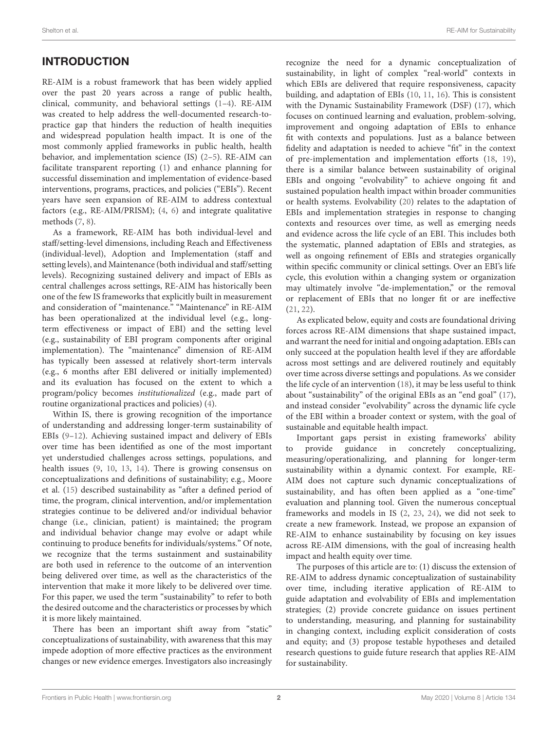## INTRODUCTION

RE-AIM is a robust framework that has been widely applied over the past 20 years across a range of public health, clinical, community, and behavioral settings (1–4). RE-AIM was created to help address the well-documented research-to-practice gap that hinders the reduction of health inequities and widespread population health impact. It is one of the most commonly applied frameworks in public health, health behavior, and implementation science (IS) (2–5). RE-AIM can facilitate transparent reporting (1) and enhance planning for successful dissemination and implementation of evidence-based interventions, programs, practices, and policies ("EBIs"). Recent years have seen expansion of RE-AIM to address contextual factors (e.g., RE-AIM/PRISM); (4, 6) and integrate qualitative methods (7, 8).

As a framework, RE-AIM has both individual-level and staff/setting-level dimensions, including Reach and Effectiveness (individual-level), Adoption and Implementation (staff and setting levels), and Maintenance (both individual and staff/setting levels). Recognizing sustained delivery and impact of EBIs as central challenges across settings, RE-AIM has historically been one of the few IS frameworks that explicitly built in measurement and consideration of "maintenance." "Maintenance" in RE-AIM has been operationalized at the individual level (e.g., long-term effectiveness or impact of EBI) and the setting level (e.g., sustainability of EBI program components after original implementation). The "maintenance" dimension of RE-AIM has typically been assessed at relatively short-term intervals (e.g., 6 months after EBI delivered or initially implemented) and its evaluation has focused on the extent to which a program/policy becomes *institutionalized* (e.g., made part of routine organizational practices and policies) (4).

Within IS, there is growing recognition of the importance of understanding and addressing longer-term sustainability of EBIs (9–12). Achieving sustained impact and delivery of EBIs over time has been identified as one of the most important yet understudied challenges across settings, populations, and health issues (9, 10, 13, 14). There is growing consensus on conceptualizations and definitions of sustainability; e.g., Moore et al. (15) described sustainability as "after a defined period of time, the program, clinical intervention, and/or implementation strategies continue to be delivered and/or individual behavior change (i.e., clinician, patient) is maintained; the program and individual behavior change may evolve or adapt while continuing to produce benefits for individuals/systems." Of note, we recognize that the terms sustainment and sustainability are both used in reference to the outcome of an intervention being delivered over time, as well as the characteristics of the intervention that make it more likely to be delivered over time. For this paper, we used the term "sustainability" to refer to both the desired outcome and the characteristics or processes by which it is more likely maintained.

There has been an important shift away from "static" conceptualizations of sustainability, with awareness that this may impede adoption of more effective practices as the environment changes or new evidence emerges. Investigators also increasingly recognize the need for a dynamic conceptualization of sustainability, in light of complex "real-world" contexts in which EBIs are delivered that require responsiveness, capacity building, and adaptation of EBIs (10, 11, 16). This is consistent with the Dynamic Sustainability Framework (DSF) (17), which focuses on continued learning and evaluation, problem-solving, improvement and ongoing adaptation of EBIs to enhance fit with contexts and populations. Just as a balance between fidelity and adaptation is needed to achieve "fit" in the context of pre-implementation and implementation efforts (18, 19), there is a similar balance between sustainability of original EBIs and ongoing "evolvability" to achieve ongoing fit and sustained population health impact within broader communities or health systems. Evolvability (20) relates to the adaptation of EBIs and implementation strategies in response to changing contexts and resources over time, as well as emerging needs and evidence across the life cycle of an EBI. This includes both the systematic, planned adaptation of EBIs and strategies, as well as ongoing refinement of EBIs and strategies organically within specific community or clinical settings. Over an EBI's life cycle, this evolution within a changing system or organization may ultimately involve "de-implementation," or the removal or replacement of EBIs that no longer fit or are ineffective (21, 22).

As explicated below, equity and costs are foundational driving forces across RE-AIM dimensions that shape sustained impact, and warrant the need for initial and ongoing adaptation. EBIs can only succeed at the population health level if they are affordable across most settings and are delivered routinely and equitably over time across diverse settings and populations. As we consider the life cycle of an intervention (18), it may be less useful to think about "sustainability" of the original EBIs as an "end goal" (17), and instead consider "evolvability" across the dynamic life cycle of the EBI within a broader context or system, with the goal of sustainable and equitable health impact.

Important gaps persist in existing frameworks' ability to provide guidance in concretely conceptualizing, measuring/operationalizing, and planning for longer-term sustainability within a dynamic context. For example, RE-AIM does not capture such dynamic conceptualizations of sustainability, and has often been applied as a "one-time" evaluation and planning tool. Given the numerous conceptual frameworks and models in IS (2, 23, 24), we did not seek to create a new framework. Instead, we propose an expansion of RE-AIM to enhance sustainability by focusing on key issues across RE-AIM dimensions, with the goal of increasing health impact and health equity over time.

The purposes of this article are to: (1) discuss the extension of RE-AIM to address dynamic conceptualization of sustainability over time, including iterative application of RE-AIM to guide adaptation and evolvability of EBIs and implementation strategies; (2) provide concrete guidance on issues pertinent to understanding, measuring, and planning for sustainability in changing context, including explicit consideration of costs and equity; and (3) propose testable hypotheses and detailed research questions to guide future research that applies RE-AIM for sustainability.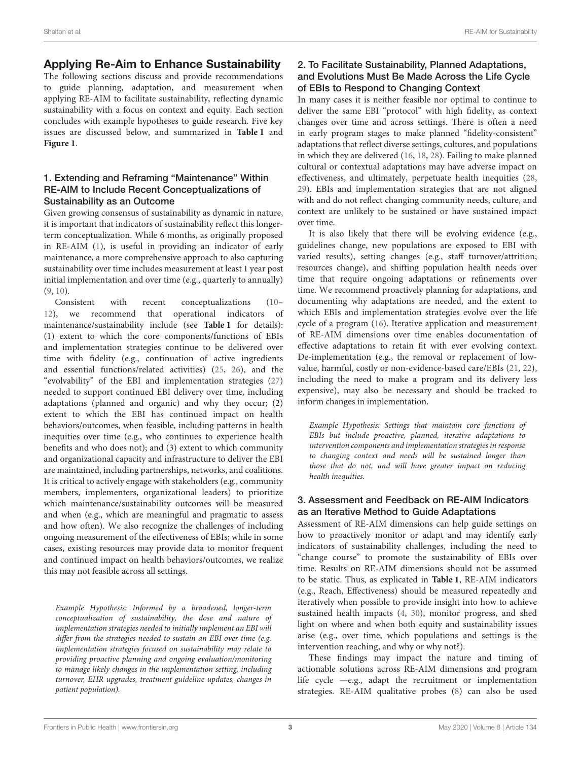## Applying Re-Aim to Enhance Sustainability

The following sections discuss and provide recommendations to guide planning, adaptation, and measurement when applying RE-AIM to facilitate sustainability, reflecting dynamic sustainability with a focus on context and equity. Each section concludes with example hypotheses to guide research. Five key issues are discussed below, and summarized in **Table 1** and **Figure 1**.

### 1. Extending and Reframing "Maintenance" Within RE-AIM to Include Recent Conceptualizations of Sustainability as an Outcome

Given growing consensus of sustainability as dynamic in nature, it is important that indicators of sustainability reflect this longer-term conceptualization. While 6 months, as originally proposed in RE-AIM (1), is useful in providing an indicator of early maintenance, a more comprehensive approach to also capturing sustainability over time includes measurement at least 1 year post initial implementation and over time (e.g., quarterly to annually) (9, 10).

Consistent with recent conceptualizations (10–12), we recommend that operational indicators of maintenance/sustainability include (see **Table 1** for details): (1) extent to which the core components/functions of EBIs and implementation strategies continue to be delivered over time with fidelity (e.g., continuation of active ingredients and essential functions/related activities) (25, 26), and the "evolvability" of the EBI and implementation strategies (27) needed to support continued EBI delivery over time, including adaptations (planned and organic) and why they occur; (2) extent to which the EBI has continued impact on health behaviors/outcomes, when feasible, including patterns in health inequities over time (e.g., who continues to experience health benefits and who does not); and (3) extent to which community and organizational capacity and infrastructure to deliver the EBI are maintained, including partnerships, networks, and coalitions. It is critical to actively engage with stakeholders (e.g., community members, implementers, organizational leaders) to prioritize which maintenance/sustainability outcomes will be measured and when (e.g., which are meaningful and pragmatic to assess and how often). We also recognize the challenges of including ongoing measurement of the effectiveness of EBIs; while in some cases, existing resources may provide data to monitor frequent and continued impact on health behaviors/outcomes, we realize this may not feasible across all settings.

*Example Hypothesis: Informed by a broadened, longer-term conceptualization of sustainability, the dose and nature of implementation strategies needed to initially implement an EBI will differ from the strategies needed to sustain an EBI over time (e.g. implementation strategies focused on sustainability may relate to providing proactive planning and ongoing evaluation/monitoring to manage likely changes in the implementation setting, including turnover, EHR upgrades, treatment guideline updates, changes in patient population).*

### 2. To Facilitate Sustainability, Planned Adaptations, and Evolutions Must Be Made Across the Life Cycle of EBIs to Respond to Changing Context

In many cases it is neither feasible nor optimal to continue to deliver the same EBI "protocol" with high fidelity, as context changes over time and across settings. There is often a need in early program stages to make planned "fidelity-consistent" adaptations that reflect diverse settings, cultures, and populations in which they are delivered (16, 18, 28). Failing to make planned cultural or contextual adaptations may have adverse impact on effectiveness, and ultimately, perpetuate health inequities (28, 29). EBIs and implementation strategies that are not aligned with and do not reflect changing community needs, culture, and context are unlikely to be sustained or have sustained impact over time.

It is also likely that there will be evolving evidence (e.g., guidelines change, new populations are exposed to EBI with varied results), setting changes (e.g., staff turnover/attrition; resources change), and shifting population health needs over time that require ongoing adaptations or refinements over time. We recommend proactively planning for adaptations, and documenting why adaptations are needed, and the extent to which EBIs and implementation strategies evolve over the life cycle of a program (16). Iterative application and measurement of RE-AIM dimensions over time enables documentation of effective adaptations to retain fit with ever evolving context. De-implementation (e.g., the removal or replacement of low-value, harmful, costly or non-evidence-based care/EBIs (21, 22), including the need to make a program and its delivery less expensive), may also be necessary and should be tracked to inform changes in implementation.

*Example Hypothesis: Settings that maintain core functions of EBIs but include proactive, planned, iterative adaptations to intervention components and implementation strategies in response to changing context and needs will be sustained longer than those that do not, and will have greater impact on reducing health inequities.*

### 3. Assessment and Feedback on RE-AIM Indicators as an Iterative Method to Guide Adaptations

Assessment of RE-AIM dimensions can help guide settings on how to proactively monitor or adapt and may identify early indicators of sustainability challenges, including the need to "change course" to promote the sustainability of EBIs over time. Results on RE-AIM dimensions should not be assumed to be static. Thus, as explicated in **Table 1**, RE-AIM indicators (e.g., Reach, Effectiveness) should be measured repeatedly and iteratively when possible to provide insight into how to achieve sustained health impacts (4, 30), monitor progress, and shed light on where and when both equity and sustainability issues arise (e.g., over time, which populations and settings is the intervention reaching, and why or why not?).

These findings may impact the nature and timing of actionable solutions across RE-AIM dimensions and program life cycle —e.g., adapt the recruitment or implementation strategies. RE-AIM qualitative probes (8) can also be used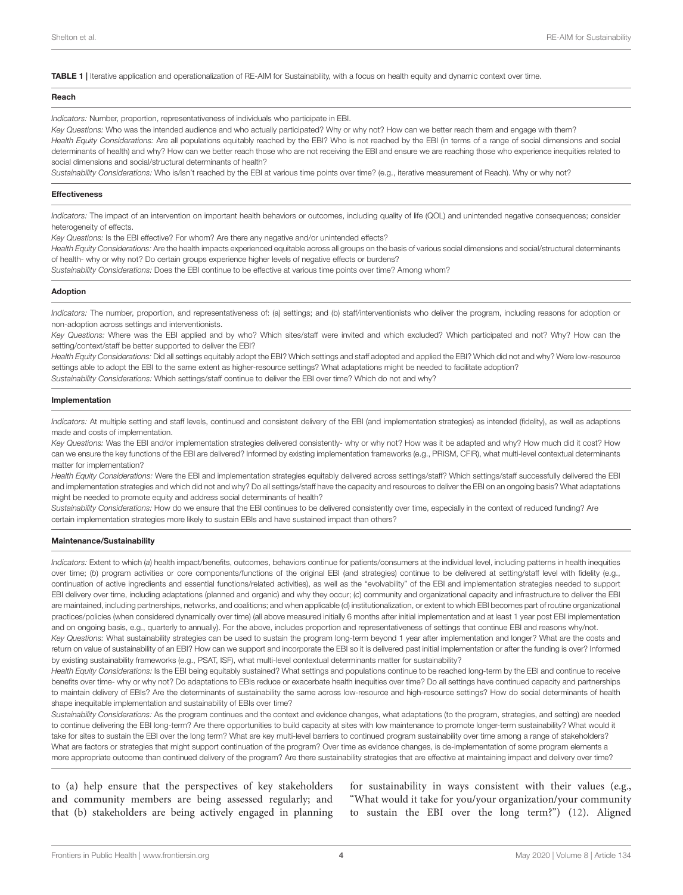**TABLE 1 |** Iterative application and operationalization of RE-AIM for Sustainability, with a focus on health equity and dynamic context over time.

**Reach**

*Indicators:* Number, proportion, representativeness of individuals who participate in EBI.

*Key Questions:* Who was the intended audience and who actually participated? Why or why not? How can we better reach them and engage with them?

*Health Equity Considerations:* Are all populations equitably reached by the EBI? Who is not reached by the EBI (in terms of a range of social dimensions and social determinants of health) and why? How can we better reach those who are not receiving the EBI and ensure we are reaching those who experience inequities related to social dimensions and social/structural determinants of health?

*Sustainability Considerations:* Who is/isn't reached by the EBI at various time points over time? (e.g., iterative measurement of Reach). Why or why not?

**Effectiveness**

*Indicators:* The impact of an intervention on important health behaviors or outcomes, including quality of life (QOL) and unintended negative consequences; consider heterogeneity of effects.

*Key Questions:* Is the EBI effective? For whom? Are there any negative and/or unintended effects?

*Health Equity Considerations:* Are the health impacts experienced equitable across all groups on the basis of various social dimensions and social/structural determinants of health- why or why not? Do certain groups experience higher levels of negative effects or burdens?

*Sustainability Considerations:* Does the EBI continue to be effective at various time points over time? Among whom?

**Adoption**

*Indicators:* The number, proportion, and representativeness of: (a) settings; and (b) staff/interventionists who deliver the program, including reasons for adoption or non-adoption across settings and interventionists.

*Key Questions:* Where was the EBI applied and by who? Which sites/staff were invited and which excluded? Which participated and not? Why? How can the setting/context/staff be better supported to deliver the EBI?

*Health Equity Considerations:* Did all settings equitably adopt the EBI? Which settings and staff adopted and applied the EBI? Which did not and why? Were low-resource settings able to adopt the EBI to the same extent as higher-resource settings? What adaptations might be needed to facilitate adoption?

*Sustainability Considerations:* Which settings/staff continue to deliver the EBI over time? Which do not and why?

**Implementation**

*Indicators:* At multiple setting and staff levels, continued and consistent delivery of the EBI (and implementation strategies) as intended (fidelity), as well as adaptions made and costs of implementation.

*Key Questions:* Was the EBI and/or implementation strategies delivered consistently- why or why not? How was it be adapted and why? How much did it cost? How can we ensure the key functions of the EBI are delivered? Informed by existing implementation frameworks (e.g., PRISM, CFIR), what multi-level contextual determinants matter for implementation?

*Health Equity Considerations:* Were the EBI and implementation strategies equitably delivered across settings/staff? Which settings/staff successfully delivered the EBI and implementation strategies and which did not and why? Do all settings/staff have the capacity and resources to deliver the EBI on an ongoing basis? What adaptations might be needed to promote equity and address social determinants of health?

*Sustainability Considerations:* How do we ensure that the EBI continues to be delivered consistently over time, especially in the context of reduced funding? Are certain implementation strategies more likely to sustain EBIs and have sustained impact than others?

**Maintenance/Sustainability**

*Indicators:* Extent to which (*a*) health impact/benefits, outcomes, behaviors continue for patients/consumers at the individual level, including patterns in health inequities over time; (*b*) program activities or core components/functions of the original EBI (and strategies) continue to be delivered at setting/staff level with fidelity (e.g., continuation of active ingredients and essential functions/related activities), as well as the "evolvability" of the EBI and implementation strategies needed to support EBI delivery over time, including adaptations (planned and organic) and why they occur; (*c*) community and organizational capacity and infrastructure to deliver the EBI are maintained, including partnerships, networks, and coalitions; and when applicable (*d*) institutionalization, or extent to which EBI becomes part of routine organizational practices/policies (when considered dynamically over time) (all above measured initially 6 months after initial implementation and at least 1 year post EBI implementation and on ongoing basis, e.g., quarterly to annually). For the above, includes proportion and representativeness of settings that continue EBI and reasons why/not.

*Key Questions:* What sustainability strategies can be used to sustain the program long-term beyond 1 year after implementation and longer? What are the costs and return on value of sustainability of an EBI? How can we support and incorporate the EBI so it is delivered past initial implementation or after the funding is over? Informed by existing sustainability frameworks (e.g., PSAT, ISF), what multi-level contextual determinants matter for sustainability?

*Health Equity Considerations:* Is the EBI being equitably sustained? What settings and populations continue to be reached long-term by the EBI and continue to receive benefits over time- why or why not? Do adaptations to EBIs reduce or exacerbate health inequities over time? Do all settings have continued capacity and partnerships to maintain delivery of EBIs? Are the determinants of sustainability the same across low-resource and high-resource settings? How do social determinants of health shape inequitable implementation and sustainability of EBIs over time?

*Sustainability Considerations:* As the program continues and the context and evidence changes, what adaptations (to the program, strategies, and setting) are needed to continue delivering the EBI long-term? Are there opportunities to build capacity at sites with low maintenance to promote longer-term sustainability? What would it take for sites to sustain the EBI over the long term? What are key multi-level barriers to continued program sustainability over time among a range of stakeholders? What are factors or strategies that might support continuation of the program? Over time as evidence changes, is de-implementation of some program elements a more appropriate outcome than continued delivery of the program? Are there sustainability strategies that are effective at maintaining impact and delivery over time?

to (a) help ensure that the perspectives of key stakeholders and community members are being assessed regularly; and that (b) stakeholders are being actively engaged in planning for sustainability in ways consistent with their values (e.g., "What would it take for you/your organization/your community to sustain the EBI over the long term?") (12). Aligned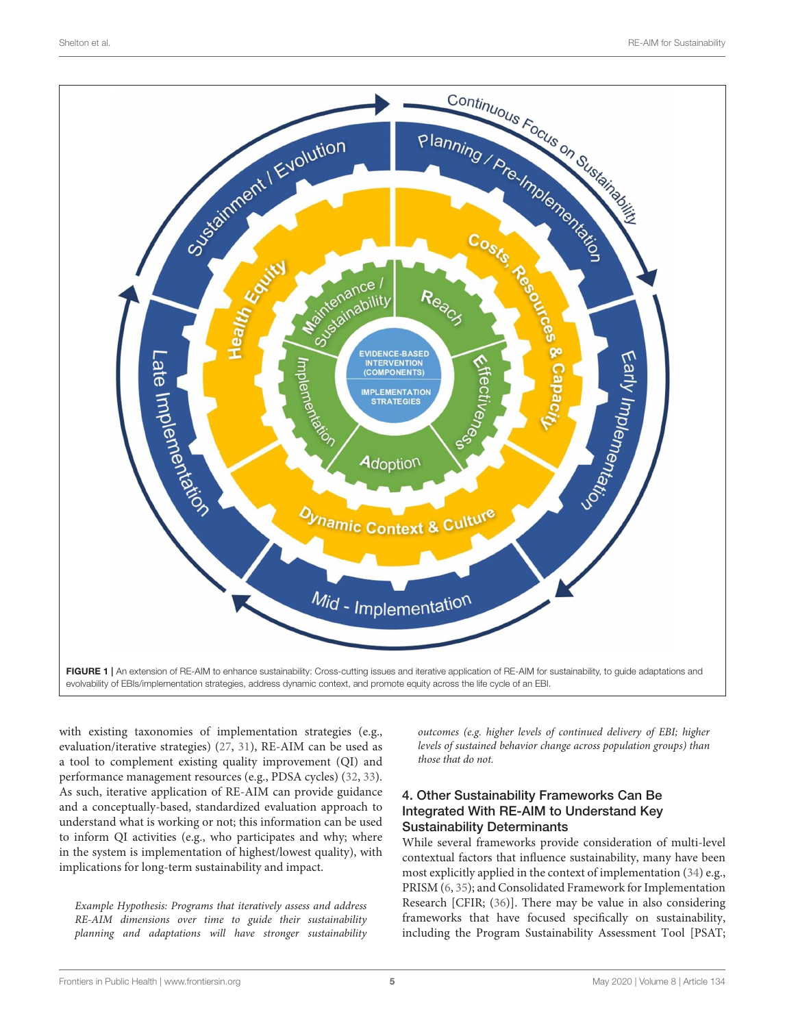FIGURE 1 | An extension of RE-AIM to enhance sustainability: Cross-cutting issues and iterative application of RE-AIM for sustainability, to guide adaptations and evolvability of EBIs/implementation strategies, address dynamic context, and promote equity across the life cycle of an EBI.

with existing taxonomies of implementation strategies (e.g., evaluation/iterative strategies) (27, 31), RE-AIM can be used as a tool to complement existing quality improvement (QI) and performance management resources (e.g., PDSA cycles) (32, 33). As such, iterative application of RE-AIM can provide guidance and a conceptually-based, standardized evaluation approach to understand what is working or not; this information can be used to inform QI activities (e.g., who participates and why; where in the system is implementation of highest/lowest quality), with implications for long-term sustainability and impact.

*Example Hypothesis: Programs that iteratively assess and address RE-AIM dimensions over time to guide their sustainability planning and adaptations will have stronger sustainability outcomes (e.g. higher levels of continued delivery of EBI; higher levels of sustained behavior change across population groups) than those that do not.*

## 4. Other Sustainability Frameworks Can Be Integrated With RE-AIM to Understand Key Sustainability Determinants

While several frameworks provide consideration of multi-level contextual factors that influence sustainability, many have been most explicitly applied in the context of implementation (34) e.g., PRISM (6, 35); and Consolidated Framework for Implementation Research [CFIR; (36)]. There may be value in also considering frameworks that have focused specifically on sustainability, including the Program Sustainability Assessment Tool [PSAT;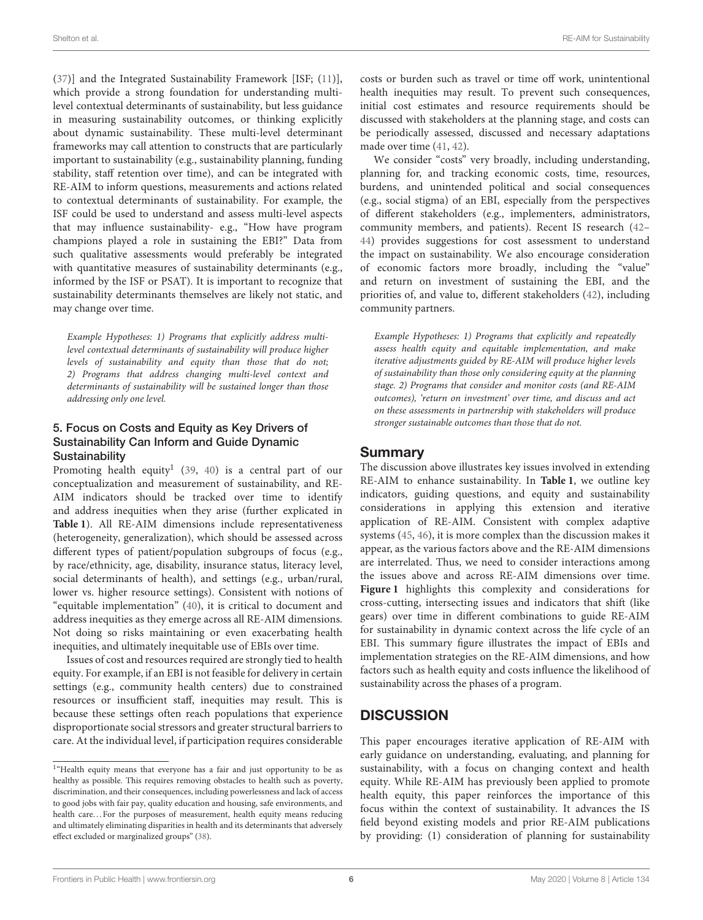(37)] and the Integrated Sustainability Framework [ISF; (11)], which provide a strong foundation for understanding multi-level contextual determinants of sustainability, but less guidance in measuring sustainability outcomes, or thinking explicitly about dynamic sustainability. These multi-level determinant frameworks may call attention to constructs that are particularly important to sustainability (e.g., sustainability planning, funding stability, staff retention over time), and can be integrated with RE-AIM to inform questions, measurements and actions related to contextual determinants of sustainability. For example, the ISF could be used to understand and assess multi-level aspects that may influence sustainability- e.g., "How have program champions played a role in sustaining the EBI?" Data from such qualitative assessments would preferably be integrated with quantitative measures of sustainability determinants (e.g., informed by the ISF or PSAT). It is important to recognize that sustainability determinants themselves are likely not static, and may change over time.

*Example Hypotheses: 1) Programs that explicitly address multi-level contextual determinants of sustainability will produce higher levels of sustainability and equity than those that do not; 2) Programs that address changing multi-level context and determinants of sustainability will be sustained longer than those addressing only one level.*

### 5. Focus on Costs and Equity as Key Drivers of Sustainability Can Inform and Guide Dynamic Sustainability

Promoting health equity[1] (39, 40) is a central part of our conceptualization and measurement of sustainability, and RE-AIM indicators should be tracked over time to identify and address inequities when they arise (further explicated in **Table 1**). All RE-AIM dimensions include representativeness (heterogeneity, generalization), which should be assessed across different types of patient/population subgroups of focus (e.g., by race/ethnicity, age, disability, insurance status, literacy level, social determinants of health), and settings (e.g., urban/rural, lower vs. higher resource settings). Consistent with notions of "equitable implementation" (40), it is critical to document and address inequities as they emerge across all RE-AIM dimensions. Not doing so risks maintaining or even exacerbating health inequities, and ultimately inequitable use of EBIs over time.

Issues of cost and resources required are strongly tied to health equity. For example, if an EBI is not feasible for delivery in certain settings (e.g., community health centers) due to constrained resources or insufficient staff, inequities may result. This is because these settings often reach populations that experience disproportionate social stressors and greater structural barriers to care. At the individual level, if participation requires considerable costs or burden such as travel or time off work, unintentional health inequities may result. To prevent such consequences, initial cost estimates and resource requirements should be discussed with stakeholders at the planning stage, and costs can be periodically assessed, discussed and necessary adaptations made over time (41, 42).

We consider "costs" very broadly, including understanding, planning for, and tracking economic costs, time, resources, burdens, and unintended political and social consequences (e.g., social stigma) of an EBI, especially from the perspectives of different stakeholders (e.g., implementers, administrators, community members, and patients). Recent IS research (42–44) provides suggestions for cost assessment to understand the impact on sustainability. We also encourage consideration of economic factors more broadly, including the "value" and return on investment of sustaining the EBI, and the priorities of, and value to, different stakeholders (42), including community partners.

*Example Hypotheses: 1) Programs that explicitly and repeatedly assess health equity and equitable implementation, and make iterative adjustments guided by RE-AIM will produce higher levels of sustainability than those only considering equity at the planning stage. 2) Programs that consider and monitor costs (and RE-AIM outcomes), 'return on investment' over time, and discuss and act on these assessments in partnership with stakeholders will produce stronger sustainable outcomes than those that do not.*

## Summary

The discussion above illustrates key issues involved in extending RE-AIM to enhance sustainability. In **Table 1**, we outline key indicators, guiding questions, and equity and sustainability considerations in applying this extension and iterative application of RE-AIM. Consistent with complex adaptive systems (45, 46), it is more complex than the discussion makes it appear, as the various factors above and the RE-AIM dimensions are interrelated. Thus, we need to consider interactions among the issues above and across RE-AIM dimensions over time. **Figure 1** highlights this complexity and considerations for cross-cutting, intersecting issues and indicators that shift (like gears) over time in different combinations to guide RE-AIM for sustainability in dynamic context across the life cycle of an EBI. This summary figure illustrates the impact of EBIs and implementation strategies on the RE-AIM dimensions, and how factors such as health equity and costs influence the likelihood of sustainability across the phases of a program.

## DISCUSSION

This paper encourages iterative application of RE-AIM with early guidance on understanding, evaluating, and planning for sustainability, with a focus on changing context and health equity. While RE-AIM has previously been applied to promote health equity, this paper reinforces the importance of this focus within the context of sustainability. It advances the IS field beyond existing models and prior RE-AIM publications by providing: (1) consideration of planning for sustainability

[1] "Health equity means that everyone has a fair and just opportunity to be as healthy as possible. This requires removing obstacles to health such as poverty, discrimination, and their consequences, including powerlessness and lack of access to good jobs with fair pay, quality education and housing, safe environments, and health care…For the purposes of measurement, health equity means reducing and ultimately eliminating disparities in health and its determinants that adversely effect excluded or marginalized groups" (38).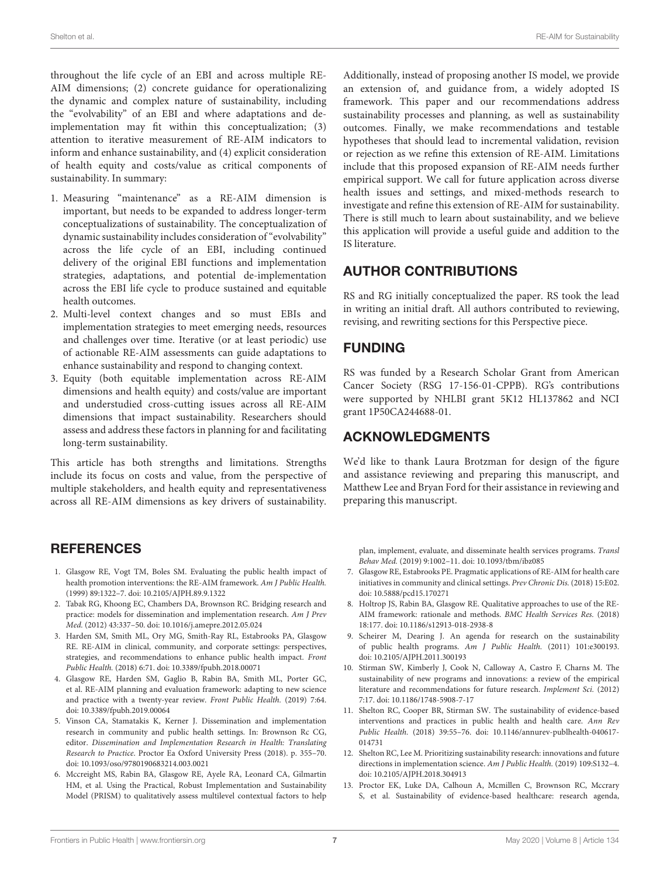throughout the life cycle of an EBI and across multiple RE-AIM dimensions; (2) concrete guidance for operationalizing the dynamic and complex nature of sustainability, including the "evolvability" of an EBI and where adaptations and de-implementation may fit within this conceptualization; (3) attention to iterative measurement of RE-AIM indicators to inform and enhance sustainability, and (4) explicit consideration of health equity and costs/value as critical components of sustainability. In summary:

1. Measuring "maintenance" as a RE-AIM dimension is important, but needs to be expanded to address longer-term conceptualizations of sustainability. The conceptualization of dynamic sustainability includes consideration of "evolvability" across the life cycle of an EBI, including continued delivery of the original EBI functions and implementation strategies, adaptations, and potential de-implementation across the EBI life cycle to produce sustained and equitable health outcomes.
2. Multi-level context changes and so must EBIs and implementation strategies to meet emerging needs, resources and challenges over time. Iterative (or at least periodic) use of actionable RE-AIM assessments can guide adaptations to enhance sustainability and respond to changing context.
3. Equity (both equitable implementation across RE-AIM dimensions and health equity) and costs/value are important and understudied cross-cutting issues across all RE-AIM dimensions that impact sustainability. Researchers should assess and address these factors in planning for and facilitating long-term sustainability.

This article has both strengths and limitations. Strengths include its focus on costs and value, from the perspective of multiple stakeholders, and health equity and representativeness across all RE-AIM dimensions as key drivers of sustainability. Additionally, instead of proposing another IS model, we provide an extension of, and guidance from, a widely adopted IS framework. This paper and our recommendations address sustainability processes and planning, as well as sustainability outcomes. Finally, we make recommendations and testable hypotheses that should lead to incremental validation, revision or rejection as we refine this extension of RE-AIM. Limitations include that this proposed expansion of RE-AIM needs further empirical support. We call for future application across diverse health issues and settings, and mixed-methods research to investigate and refine this extension of RE-AIM for sustainability. There is still much to learn about sustainability, and we believe this application will provide a useful guide and addition to the IS literature.

## AUTHOR CONTRIBUTIONS

RS and RG initially conceptualized the paper. RS took the lead in writing an initial draft. All authors contributed to reviewing, revising, and rewriting sections for this Perspective piece.

## FUNDING

RS was funded by a Research Scholar Grant from American Cancer Society (RSG 17-156-01-CPPB). RG's contributions were supported by NHLBI grant 5K12 HL137862 and NCI grant 1P50CA244688-01.

## ACKNOWLEDGMENTS

We'd like to thank Laura Brotzman for design of the figure and assistance reviewing and preparing this manuscript, and Matthew Lee and Bryan Ford for their assistance in reviewing and preparing this manuscript.

## REFERENCES

1. Glasgow RE, Vogt TM, Boles SM. Evaluating the public health impact of health promotion interventions: the RE-AIM framework. *Am J Public Health.* (1999) 89:1322–7. doi: 10.2105/AJPH.89.9.1322
2. Tabak RG, Khoong EC, Chambers DA, Brownson RC. Bridging research and practice: models for dissemination and implementation research. *Am J Prev Med.* (2012) 43:337–50. doi: 10.1016/j.amepre.2012.05.024
3. Harden SM, Smith ML, Ory MG, Smith-Ray RL, Estabrooks PA, Glasgow RE. RE-AIM in clinical, community, and corporate settings: perspectives, strategies, and recommendations to enhance public health impact. *Front Public Health.* (2018) 6:71. doi: 10.3389/fpubh.2018.00071
4. Glasgow RE, Harden SM, Gaglio B, Rabin BA, Smith ML, Porter GC, et al. RE-AIM planning and evaluation framework: adapting to new science and practice with a twenty-year review. *Front Public Health.* (2019) 7:64. doi: 10.3389/fpubh.2019.00064
5. Vinson CA, Stamatakis K, Kerner J. Dissemination and implementation research in community and public health settings. In: Brownson Rc CG, editor. *Dissemination and Implementation Research in Health: Translating Research to Practice*. Proctor Ea Oxford University Press (2018). p. 355–70. doi: 10.1093/oso/9780190683214.003.0021
6. Mccreight MS, Rabin BA, Glasgow RE, Ayele RA, Leonard CA, Gilmartin HM, et al. Using the Practical, Robust Implementation and Sustainability Model (PRISM) to qualitatively assess multilevel contextual factors to help plan, implement, evaluate, and disseminate health services programs. *Transl Behav Med.* (2019) 9:1002–11. doi: 10.1093/tbm/ibz085
7. Glasgow RE, Estabrooks PE. Pragmatic applications of RE-AIM for health care initiatives in community and clinical settings. *Prev Chronic Dis.* (2018) 15:E02. doi: 10.5888/pcd15.170271
8. Holtrop JS, Rabin BA, Glasgow RE. Qualitative approaches to use of the RE-AIM framework: rationale and methods. *BMC Health Services Res.* (2018) 18:177. doi: 10.1186/s12913-018-2938-8
9. Scheirer M, Dearing J. An agenda for research on the sustainability of public health programs. *Am J Public Health.* (2011) 101:e300193. doi: 10.2105/AJPH.2011.300193
10. Stirman SW, Kimberly J, Cook N, Calloway A, Castro F, Charns M. The sustainability of new programs and innovations: a review of the empirical literature and recommendations for future research. *Implement Sci.* (2012) 7:17. doi: 10.1186/1748-5908-7-17
11. Shelton RC, Cooper BR, Stirman SW. The sustainability of evidence-based interventions and practices in public health and health care. *Ann Rev Public Health.* (2018) 39:55–76. doi: 10.1146/annurev-publhealth-040617-014731
12. Shelton RC, Lee M. Prioritizing sustainability research: innovations and future directions in implementation science. *Am J Public Health.* (2019) 109:S132–4. doi: 10.2105/AJPH.2018.304913
13. Proctor EK, Luke DA, Calhoun A, Mcmillen C, Brownson RC, Mccrary S, et al. Sustainability of evidence-based healthcare: research agenda,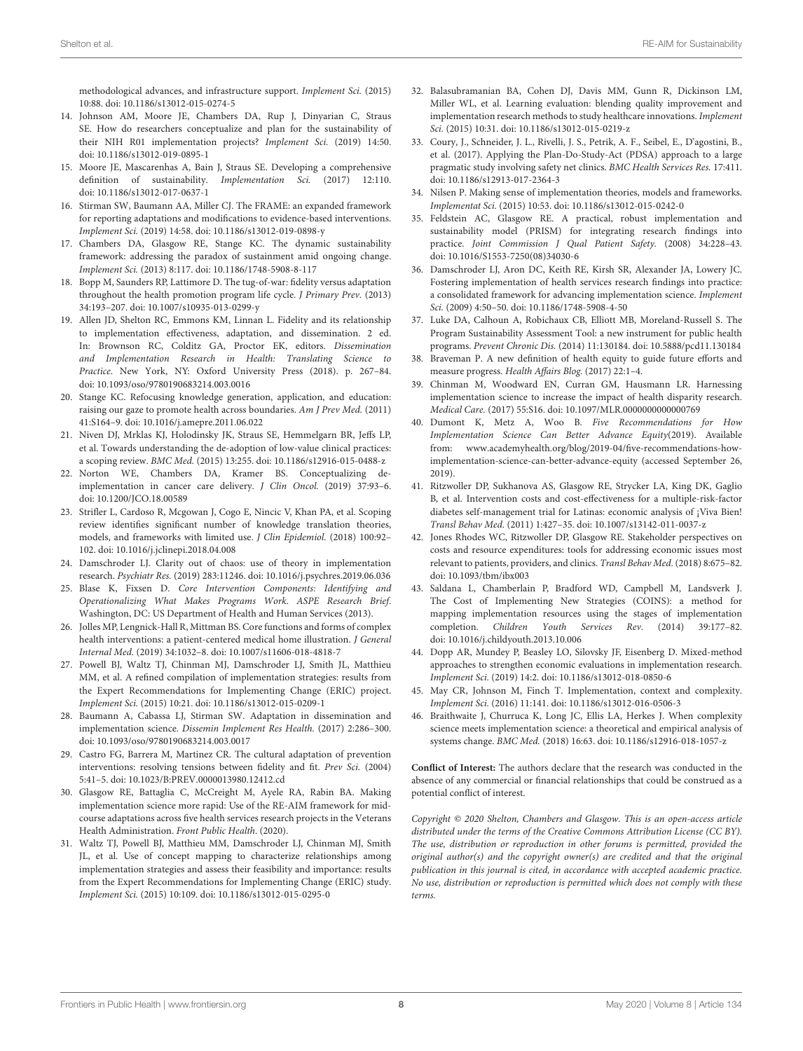methodological advances, and infrastructure support. *Implement Sci.* (2015) 10:88. doi: 10.1186/s13012-015-0274-5

14. Johnson AM, Moore JE, Chambers DA, Rup J, Dinyarian C, Straus SE. How do researchers conceptualize and plan for the sustainability of their NIH R01 implementation projects? *Implement Sci.* (2019) 14:50. doi: 10.1186/s13012-019-0895-1
15. Moore JE, Mascarenhas A, Bain J, Straus SE. Developing a comprehensive definition of sustainability. *Implementation Sci.* (2017) 12:110. doi: 10.1186/s13012-017-0637-1
16. Stirman SW, Baumann AA, Miller CJ. The FRAME: an expanded framework for reporting adaptations and modifications to evidence-based interventions. *Implement Sci.* (2019) 14:58. doi: 10.1186/s13012-019-0898-y
17. Chambers DA, Glasgow RE, Stange KC. The dynamic sustainability framework: addressing the paradox of sustainment amid ongoing change. *Implement Sci.* (2013) 8:117. doi: 10.1186/1748-5908-8-117
18. Bopp M, Saunders RP, Lattimore D. The tug-of-war: fidelity versus adaptation throughout the health promotion program life cycle. *J Primary Prev.* (2013) 34:193–207. doi: 10.1007/s10935-013-0299-y
19. Allen JD, Shelton RC, Emmons KM, Linnan L. Fidelity and its relationship to implementation effectiveness, adaptation, and dissemination. 2 ed. In: Brownson RC, Colditz GA, Proctor EK, editors. *Dissemination and Implementation Research in Health: Translating Science to Practice*. New York, NY: Oxford University Press (2018). p. 267–84. doi: 10.1093/oso/9780190683214.003.0016
20. Stange KC. Refocusing knowledge generation, application, and education: raising our gaze to promote health across boundaries. *Am J Prev Med.* (2011) 41:S164–9. doi: 10.1016/j.amepre.2011.06.022
21. Niven DJ, Mrklas KJ, Holodinsky JK, Straus SE, Hemmelgarn BR, Jeffs LP, et al. Towards understanding the de-adoption of low-value clinical practices: a scoping review. *BMC Med.* (2015) 13:255. doi: 10.1186/s12916-015-0488-z
22. Norton WE, Chambers DA, Kramer BS. Conceptualizing de-implementation in cancer care delivery. *J Clin Oncol.* (2019) 37:93–6. doi: 10.1200/JCO.18.00589
23. Strifler L, Cardoso R, Mcgowan J, Cogo E, Nincic V, Khan PA, et al. Scoping review identifies significant number of knowledge translation theories, models, and frameworks with limited use. *J Clin Epidemiol.* (2018) 100:92–102. doi: 10.1016/j.jclinepi.2018.04.008
24. Damschroder LJ. Clarity out of chaos: use of theory in implementation research. *Psychiatr Res.* (2019) 283:11246. doi: 10.1016/j.psychres.2019.06.036
25. Blase K, Fixsen D. *Core Intervention Components: Identifying and Operationalizing What Makes Programs Work. ASPE Research Brief*. Washington, DC: US Department of Health and Human Services (2013).
26. Jolles MP, Lengnick-Hall R, Mittman BS. Core functions and forms of complex health interventions: a patient-centered medical home illustration. *J General Internal Med.* (2019) 34:1032–8. doi: 10.1007/s11606-018-4818-7
27. Powell BJ, Waltz TJ, Chinman MJ, Damschroder LJ, Smith JL, Matthieu MM, et al. A refined compilation of implementation strategies: results from the Expert Recommendations for Implementing Change (ERIC) project. *Implement Sci.* (2015) 10:21. doi: 10.1186/s13012-015-0209-1
28. Baumann A, Cabassa LJ, Stirman SW. Adaptation in dissemination and implementation science. *Dissemin Implement Res Health.* (2017) 2:286–300. doi: 10.1093/oso/9780190683214.003.0017
29. Castro FG, Barrera M, Martinez CR. The cultural adaptation of prevention interventions: resolving tensions between fidelity and fit. *Prev Sci.* (2004) 5:41–5. doi: 10.1023/B:PREV.0000013980.12412.cd
30. Glasgow RE, Battaglia C, McCreight M, Ayele RA, Rabin BA. Making implementation science more rapid: Use of the RE-AIM framework for mid-course adaptations across five health services research projects in the Veterans Health Administration. *Front Public Health*. (2020).
31. Waltz TJ, Powell BJ, Matthieu MM, Damschroder LJ, Chinman MJ, Smith JL, et al. Use of concept mapping to characterize relationships among implementation strategies and assess their feasibility and importance: results from the Expert Recommendations for Implementing Change (ERIC) study. *Implement Sci.* (2015) 10:109. doi: 10.1186/s13012-015-0295-0
32. Balasubramanian BA, Cohen DJ, Davis MM, Gunn R, Dickinson LM, Miller WL, et al. Learning evaluation: blending quality improvement and implementation research methods to study healthcare innovations. *Implement Sci.* (2015) 10:31. doi: 10.1186/s13012-015-0219-z
33. Coury, J., Schneider, J. L., Rivelli, J. S., Petrik, A. F., Seibel, E., D'agostini, B., et al. (2017). Applying the Plan-Do-Study-Act (PDSA) approach to a large pragmatic study involving safety net clinics. *BMC Health Services Res.* 17:411. doi: 10.1186/s12913-017-2364-3
34. Nilsen P. Making sense of implementation theories, models and frameworks. *Implementat Sci.* (2015) 10:53. doi: 10.1186/s13012-015-0242-0
35. Feldstein AC, Glasgow RE. A practical, robust implementation and sustainability model (PRISM) for integrating research findings into practice. *Joint Commission J Qual Patient Safety.* (2008) 34:228–43. doi: 10.1016/S1553-7250(08)34030-6
36. Damschroder LJ, Aron DC, Keith RE, Kirsh SR, Alexander JA, Lowery JC. Fostering implementation of health services research findings into practice: a consolidated framework for advancing implementation science. *Implement Sci.* (2009) 4:50–50. doi: 10.1186/1748-5908-4-50
37. Luke DA, Calhoun A, Robichaux CB, Elliott MB, Moreland-Russell S. The Program Sustainability Assessment Tool: a new instrument for public health programs. *Prevent Chronic Dis.* (2014) 11:130184. doi: 10.5888/pcd11.130184
38. Braveman P. A new definition of health equity to guide future efforts and measure progress. *Health Affairs Blog.* (2017) 22:1–4.
39. Chinman M, Woodward EN, Curran GM, Hausmann LR. Harnessing implementation science to increase the impact of health disparity research. *Medical Care.* (2017) 55:S16. doi: 10.1097/MLR.0000000000000769
40. Dumont K, Metz A, Woo B. *Five Recommendations for How Implementation Science Can Better Advance Equity*(2019). Available from: www.academyhealth.org/blog/2019-04/five-recommendations-how-implementation-science-can-better-advance-equity (accessed September 26, 2019).
41. Ritzwoller DP, Sukhanova AS, Glasgow RE, Strycker LA, King DK, Gaglio B, et al. Intervention costs and cost-effectiveness for a multiple-risk-factor diabetes self-management trial for Latinas: economic analysis of ¡Viva Bien! *Transl Behav Med.* (2011) 1:427–35. doi: 10.1007/s13142-011-0037-z
42. Jones Rhodes WC, Ritzwoller DP, Glasgow RE. Stakeholder perspectives on costs and resource expenditures: tools for addressing economic issues most relevant to patients, providers, and clinics. *Transl Behav Med.* (2018) 8:675–82. doi: 10.1093/tbm/ibx003
43. Saldana L, Chamberlain P, Bradford WD, Campbell M, Landsverk J. The Cost of Implementing New Strategies (COINS): a method for mapping implementation resources using the stages of implementation completion. *Children Youth Services Rev.* (2014) 39:177–82. doi: 10.1016/j.childyouth.2013.10.006
44. Dopp AR, Mundey P, Beasley LO, Silovsky JF, Eisenberg D. Mixed-method approaches to strengthen economic evaluations in implementation research. *Implement Sci.* (2019) 14:2. doi: 10.1186/s13012-018-0850-6
45. May CR, Johnson M, Finch T. Implementation, context and complexity. *Implement Sci.* (2016) 11:141. doi: 10.1186/s13012-016-0506-3
46. Braithwaite J, Churruca K, Long JC, Ellis LA, Herkes J. When complexity science meets implementation science: a theoretical and empirical analysis of systems change. *BMC Med.* (2018) 16:63. doi: 10.1186/s12916-018-1057-z

**Conflict of Interest:** The authors declare that the research was conducted in the absence of any commercial or financial relationships that could be construed as a potential conflict of interest.

*Copyright © 2020 Shelton, Chambers and Glasgow. This is an open-access article distributed under the terms of the Creative Commons Attribution License (CC BY). The use, distribution or reproduction in other forums is permitted, provided the original author(s) and the copyright owner(s) are credited and that the original publication in this journal is cited, in accordance with accepted academic practice. No use, distribution or reproduction is permitted which does not comply with these terms.*